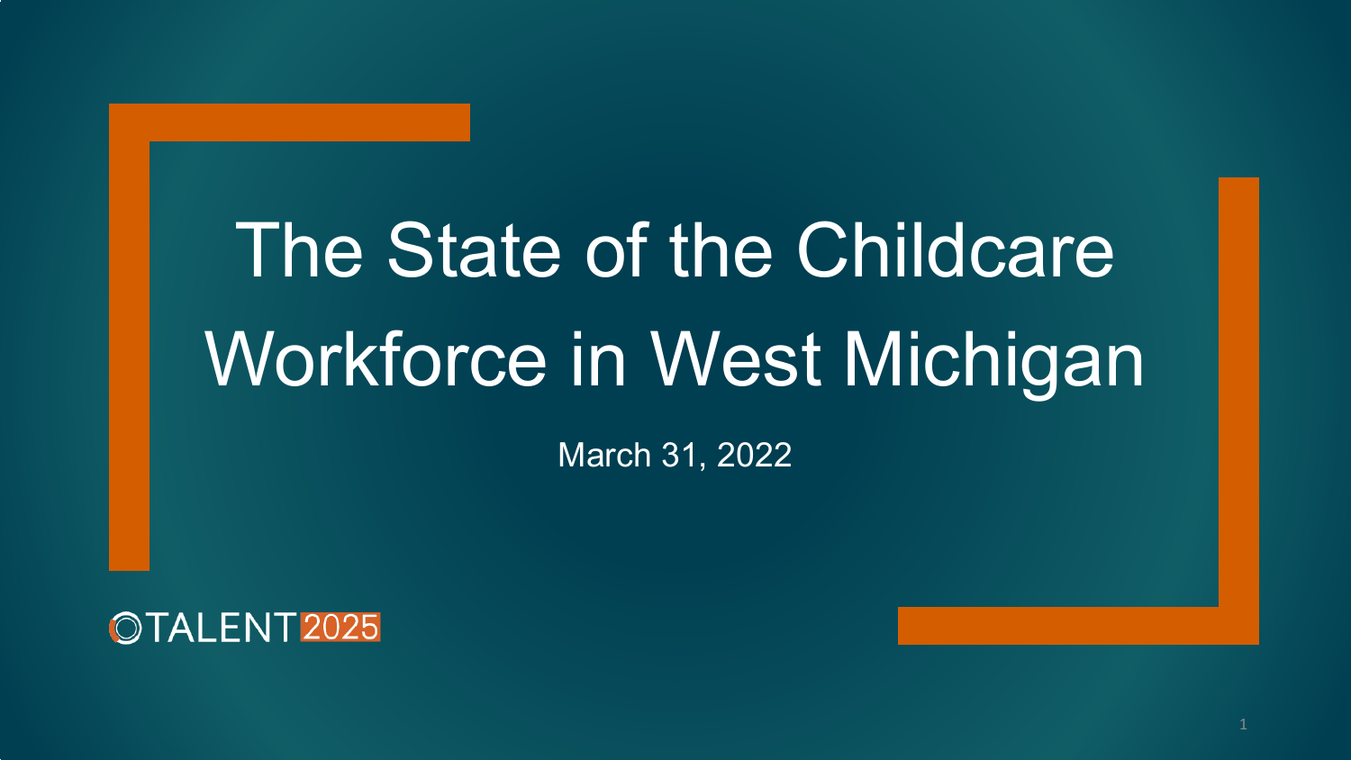# The State of the Childcare Workforce in West Michigan

March 31, 2022

TALENT 2025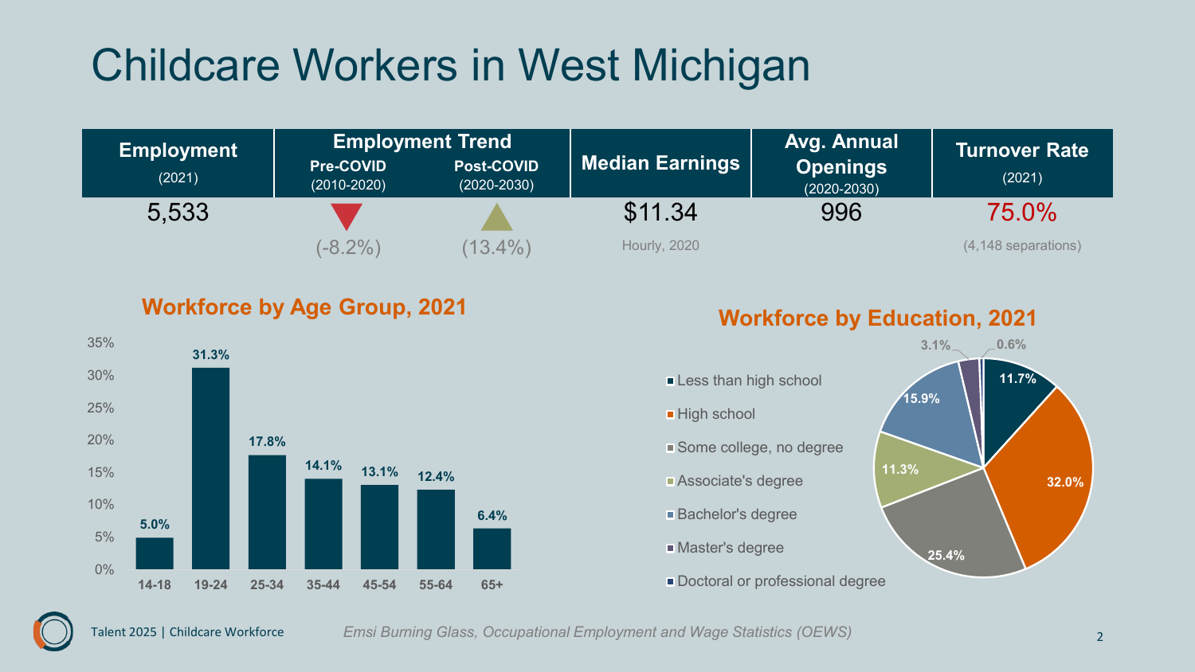# Childcare Workers in West Michigan

| Employment (2021) | Employment Trend | | Median Earnings | Avg. Annual Openings (2020-2030) | Turnover Rate (2021) |
|---|---|---|---|---|---|
| | Pre-COVID (2010-2020) | Post-COVID (2020-2030) | | | |
| 5,533 | ▼ (-8.2%) | ▲ (13.4%) | $11.34 Hourly, 2020 | 996 | 75.0% (4,148 separations) |

## Workforce by Age Group, 2021

35%
30%
25%
20%
15%
10%
5%
0%

14-18: 5.0%
19-24: 31.3%
25-34: 17.8%
35-44: 14.1%
45-54: 13.1%
55-64: 12.4%
65+: 6.4%

## Workforce by Education, 2021

- Less than high school
- High school
- Some college, no degree
- Associate's degree
- Bachelor's degree
- Master's degree
- Doctoral or professional degree

11.7%
32.0%
25.4%
11.3%
15.9%
3.1%
0.6%

Talent 2025 | Childcare Workforce

*Emsi Burning Glass, Occupational Employment and Wage Statistics (OEWS)*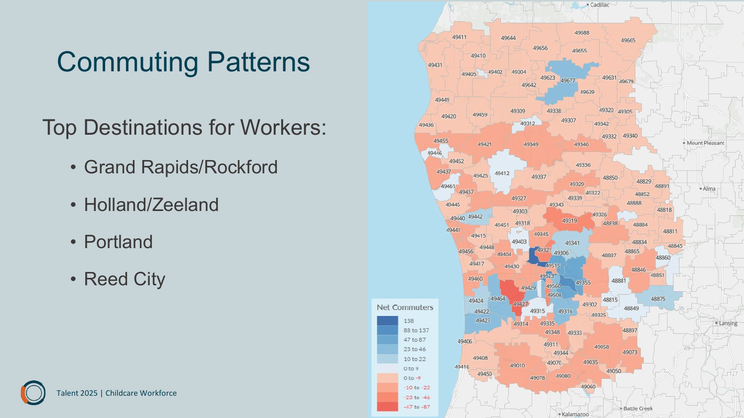# Commuting Patterns

## Top Destinations for Workers:

- Grand Rapids/Rockford
- Holland/Zeeland
- Portland
- Reed City

Net Commuters

138
88 to 137
47 to 87
23 to 46
10 to 22
0 to 9
0 to -9
-10 to -22
-23 to -46
-47 to -87

Talent 2025 | Childcare Workforce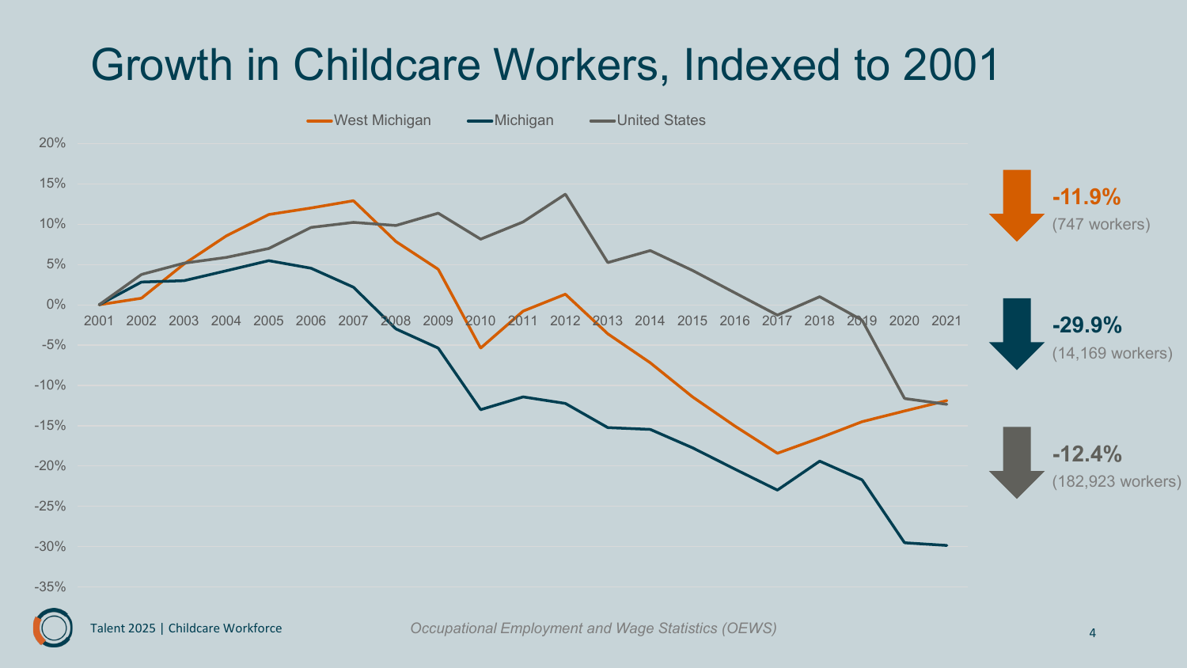# Growth in Childcare Workers, Indexed to 2001

West Michigan
Michigan
United States

20%
15%
10%
5%
0%
-5%
-10%
-15%
-20%
-25%
-30%
-35%

2001 2002 2003 2004 2005 2006 2007 2008 2009 2010 2011 2012 2013 2014 2015 2016 2017 2018 2019 2020 2021

**-11.9%**
(747 workers)

**-29.9%**
(14,169 workers)

**-12.4%**
(182,923 workers)

*Occupational Employment and Wage Statistics (OEWS)*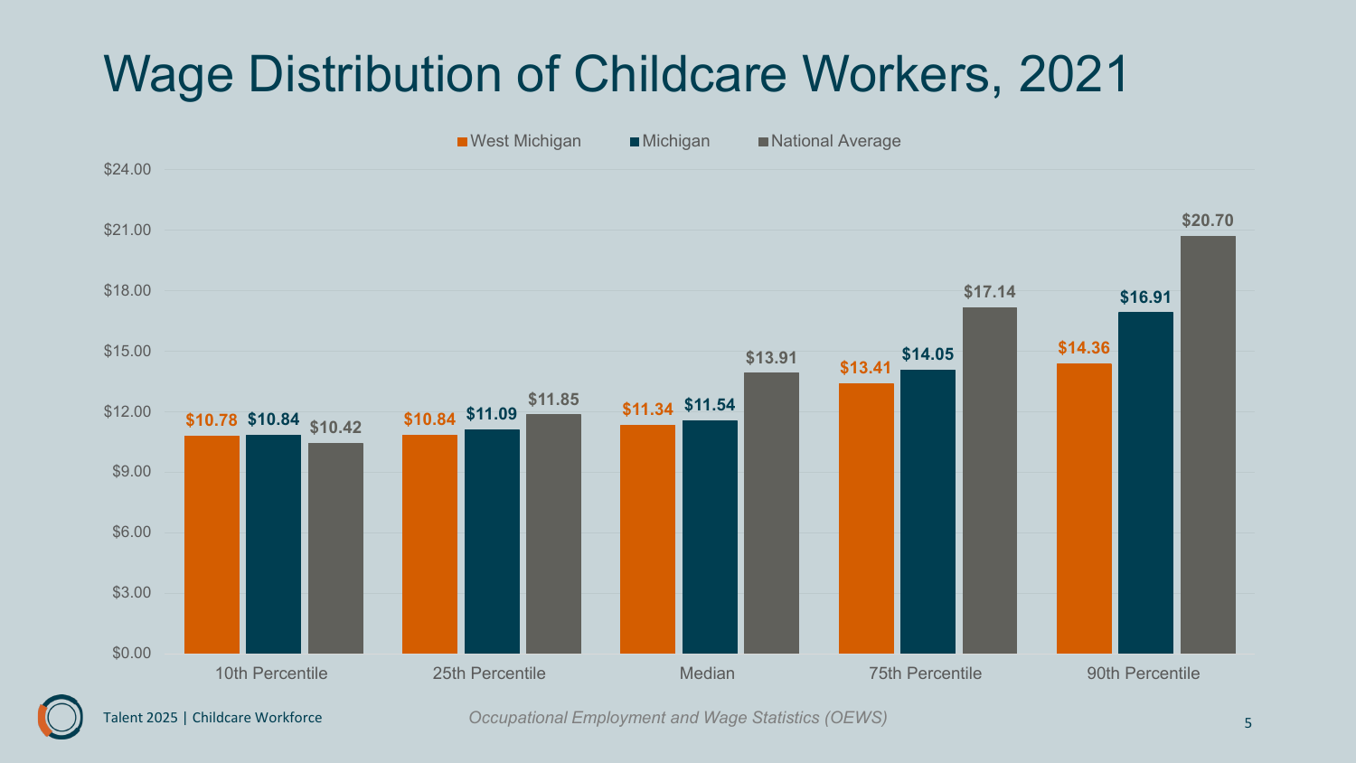# Wage Distribution of Childcare Workers, 2021

West Michigan
Michigan
National Average

$24.00
$21.00
$18.00
$15.00
$12.00
$9.00
$6.00
$3.00
$0.00

10th Percentile: $10.78 $10.84 $10.42

25th Percentile: $10.84 $11.09 $11.85

Median: $11.34 $11.54 $13.91

75th Percentile: $13.41 $14.05 $17.14

90th Percentile: $14.36 $16.91 $20.70

*Occupational Employment and Wage Statistics (OEWS)*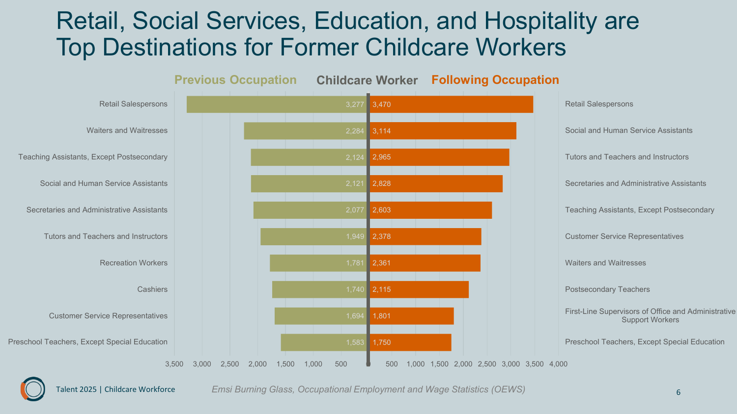# Retail, Social Services, Education, and Hospitality are Top Destinations for Former Childcare Workers

Previous Occupation | Childcare Worker | Following Occupation

Retail Salespersons 3,277 | 3,470 Retail Salespersons
Waiters and Waitresses 2,284 | 3,114 Social and Human Service Assistants
Teaching Assistants, Except Postsecondary 2,124 | 2,965 Tutors and Teachers and Instructors
Social and Human Service Assistants 2,121 | 2,828 Secretaries and Administrative Assistants
Secretaries and Administrative Assistants 2,077 | 2,603 Teaching Assistants, Except Postsecondary
Tutors and Teachers and Instructors 1,949 | 2,378 Customer Service Representatives
Recreation Workers 1,781 | 2,361 Waiters and Waitresses
Cashiers 1,740 | 2,115 Postsecondary Teachers
Customer Service Representatives 1,694 | 1,801 First-Line Supervisors of Office and Administrative Support Workers
Preschool Teachers, Except Special Education 1,583 | 1,750 Preschool Teachers, Except Special Education

3,500 3,000 2,500 2,000 1,500 1,000 500 0 500 1,000 1,500 2,000 2,500 3,000 3,500 4,000

Talent 2025 | Childcare Workforce

*Emsi Burning Glass, Occupational Employment and Wage Statistics (OEWS)*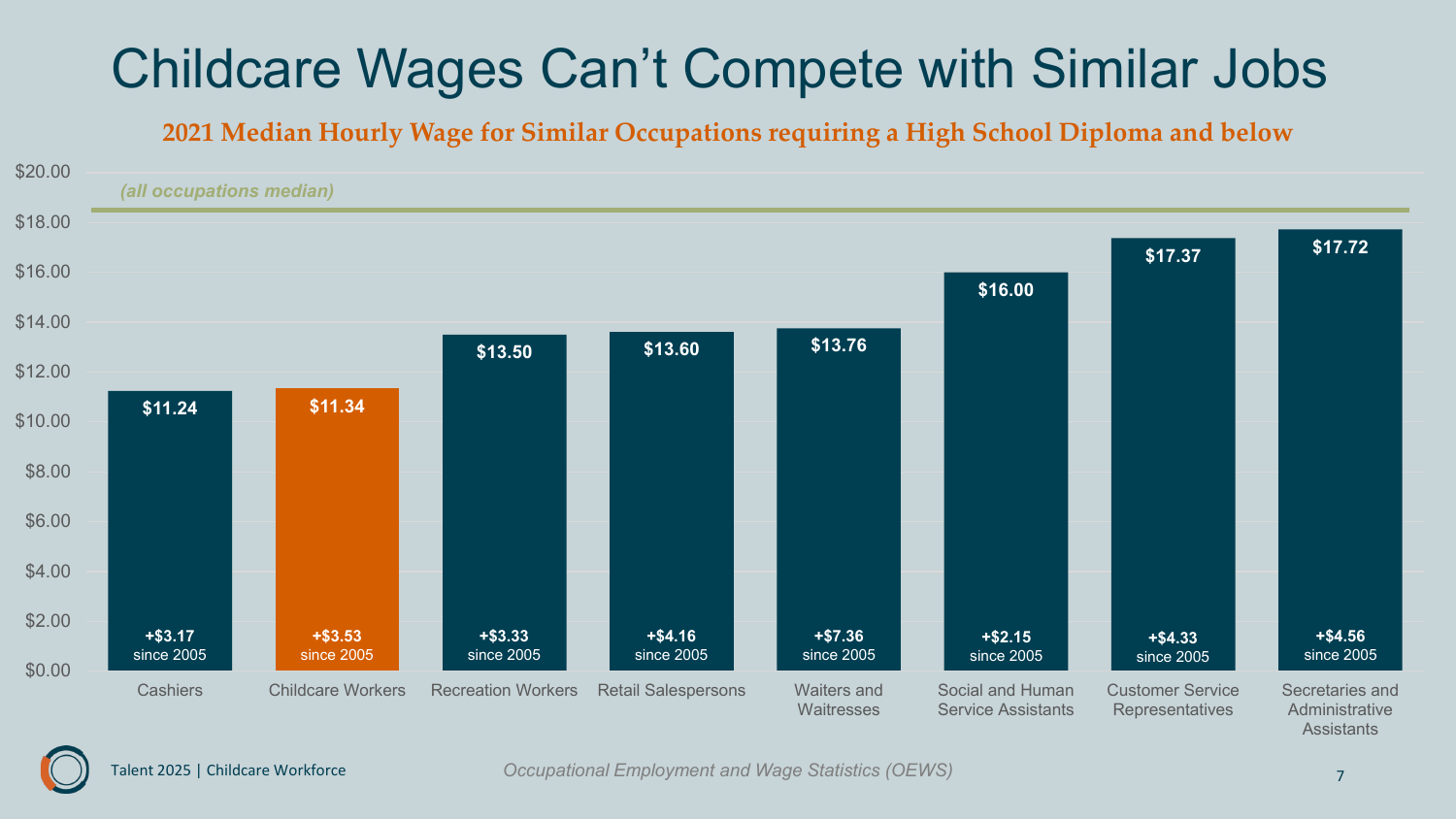# Childcare Wages Can't Compete with Similar Jobs

**2021 Median Hourly Wage for Similar Occupations requiring a High School Diploma and below**

$20.00
$18.00
$16.00
$14.00
$12.00
$10.00
$8.00
$6.00
$4.00
$2.00
$0.00

*(all occupations median)*

Cashiers: $11.24, +$3.17 since 2005

Childcare Workers: $11.34, +$3.53 since 2005

Recreation Workers: $13.50, +$3.33 since 2005

Retail Salespersons: $13.60, +$4.16 since 2005

Waiters and Waitresses: $13.76, +$7.36 since 2005

Social and Human Service Assistants: $16.00, +$2.15 since 2005

Customer Service Representatives: $17.37, +$4.33 since 2005

Secretaries and Administrative Assistants: $17.72, +$4.56 since 2005

*Occupational Employment and Wage Statistics (OEWS)*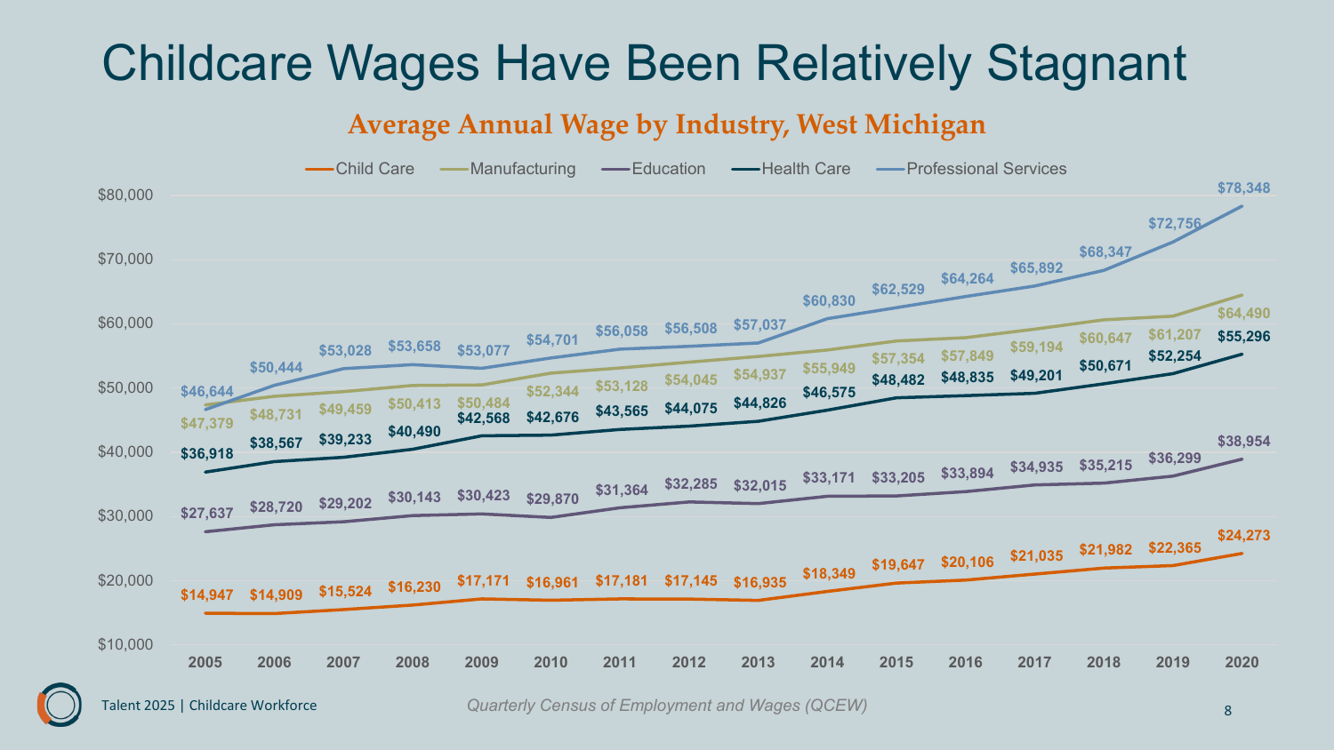# Childcare Wages Have Been Relatively Stagnant

**Average Annual Wage by Industry, West Michigan**

Child Care
Manufacturing
Education
Health Care
Professional Services

$80,000
$70,000
$60,000
$50,000
$40,000
$30,000
$20,000
$10,000

2005 2006 2007 2008 2009 2010 2011 2012 2013 2014 2015 2016 2017 2018 2019 2020

Professional Services: $46,644 $50,444 $53,028 $53,658 $53,077 $54,701 $56,058 $56,508 $57,037 $60,830 $62,529 $64,264 $65,892 $68,347 $72,756 $78,348

Manufacturing: $47,379 $48,731 $49,459 $50,413 $50,484 $52,344 $53,128 $54,045 $54,937 $55,949 $57,354 $57,849 $59,194 $60,647 $61,207 $64,490

Health Care: $36,918 $38,567 $39,233 $40,490 $42,568 $42,676 $43,565 $44,075 $44,826 $46,575 $48,482 $48,835 $49,201 $50,671 $52,254 $55,296

Education: $27,637 $28,720 $29,202 $30,143 $30,423 $29,870 $31,364 $32,285 $32,015 $33,171 $33,205 $33,894 $34,935 $35,215 $36,299 $38,954

Child Care: $14,947 $14,909 $15,524 $16,230 $17,171 $16,961 $17,181 $17,145 $16,935 $18,349 $19,647 $20,106 $21,035 $21,982 $22,365 $24,273

*Quarterly Census of Employment and Wages (QCEW)*

Talent 2025 | Childcare Workforce